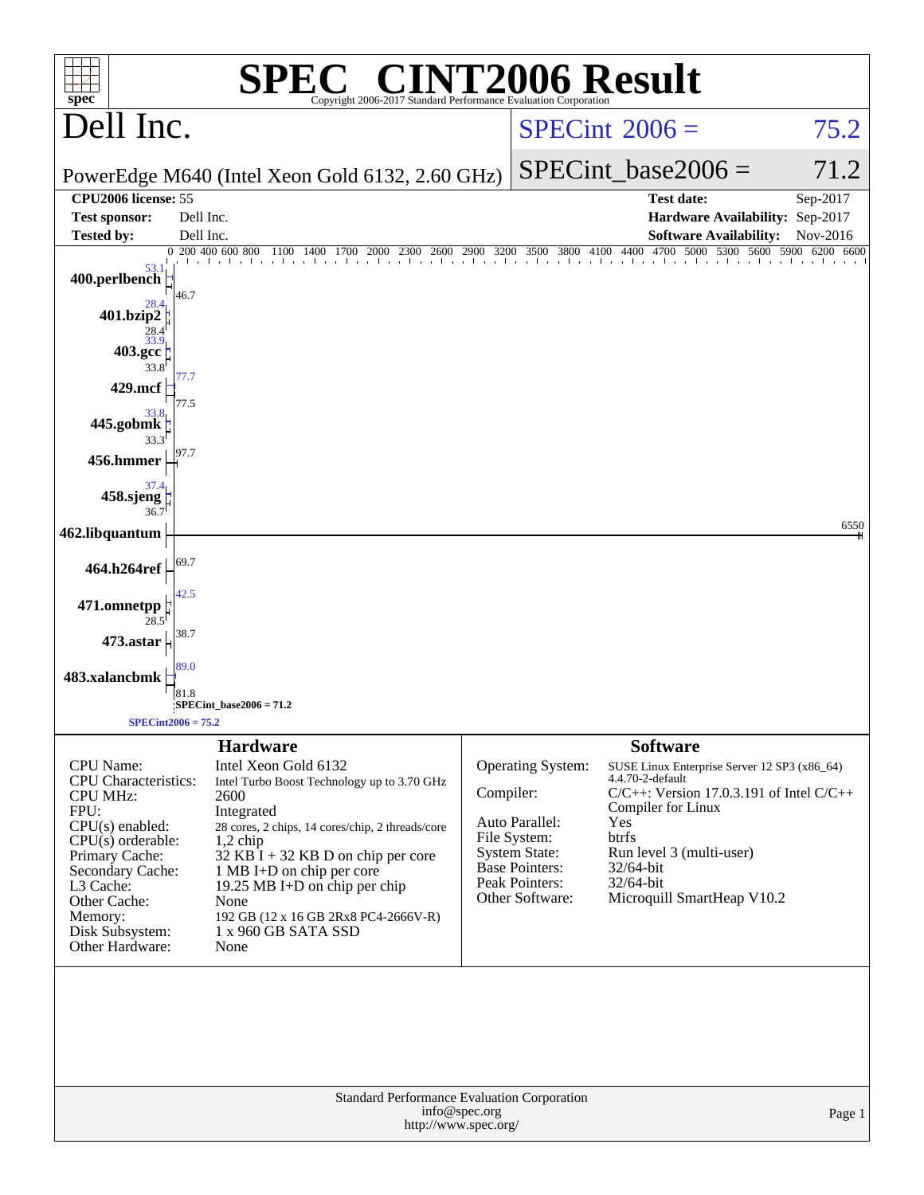# SPEC® CINT2006 Result

Copyright 2006-2017 Standard Performance Evaluation Corporation

## Dell Inc.

PowerEdge M640 (Intel Xeon Gold 6132, 2.60 GHz)

SPECint 2006 = 75.2

SPECint_base2006 = 71.2

| | | | |
|---|---|---|---|
| **CPU2006 license:** 55 | | **Test date:** | Sep-2017 |
| **Test sponsor:** | Dell Inc. | **Hardware Availability:** | Sep-2017 |
| **Tested by:** | Dell Inc. | **Software Availability:** | Nov-2016 |

| Benchmark | Peak | Base |
|---|---|---|
| 400.perlbench | 53.1 | 46.7 |
| 401.bzip2 | 28.4 | 28.4 |
| 403.gcc | 33.9 | 33.8 |
| 429.mcf | 77.7 | 77.5 |
| 445.gobmk | 33.8 | 33.3 |
| 456.hmmer | | 97.7 |
| 458.sjeng | 37.4 | 36.7 |
| 462.libquantum | | 6550 |
| 464.h264ref | | 69.7 |
| 471.omnetpp | 42.5 | 28.5 |
| 473.astar | | 38.7 |
| 483.xalancbmk | 89.0 | 81.8 |

SPECint_base2006 = 71.2

SPECint2006 = 75.2

### Hardware

| | |
|---|---|
| CPU Name: | Intel Xeon Gold 6132 |
| CPU Characteristics: | Intel Turbo Boost Technology up to 3.70 GHz |
| CPU MHz: | 2600 |
| FPU: | Integrated |
| CPU(s) enabled: | 28 cores, 2 chips, 14 cores/chip, 2 threads/core |
| CPU(s) orderable: | 1,2 chip |
| Primary Cache: | 32 KB I + 32 KB D on chip per core |
| Secondary Cache: | 1 MB I+D on chip per core |
| L3 Cache: | 19.25 MB I+D on chip per chip |
| Other Cache: | None |
| Memory: | 192 GB (12 x 16 GB 2Rx8 PC4-2666V-R) |
| Disk Subsystem: | 1 x 960 GB SATA SSD |
| Other Hardware: | None |

### Software

| | |
|---|---|
| Operating System: | SUSE Linux Enterprise Server 12 SP3 (x86_64) 4.4.70-2-default |
| Compiler: | C/C++: Version 17.0.3.191 of Intel C/C++ Compiler for Linux |
| Auto Parallel: | Yes |
| File System: | btrfs |
| System State: | Run level 3 (multi-user) |
| Base Pointers: | 32/64-bit |
| Peak Pointers: | 32/64-bit |
| Other Software: | Microquill SmartHeap V10.2 |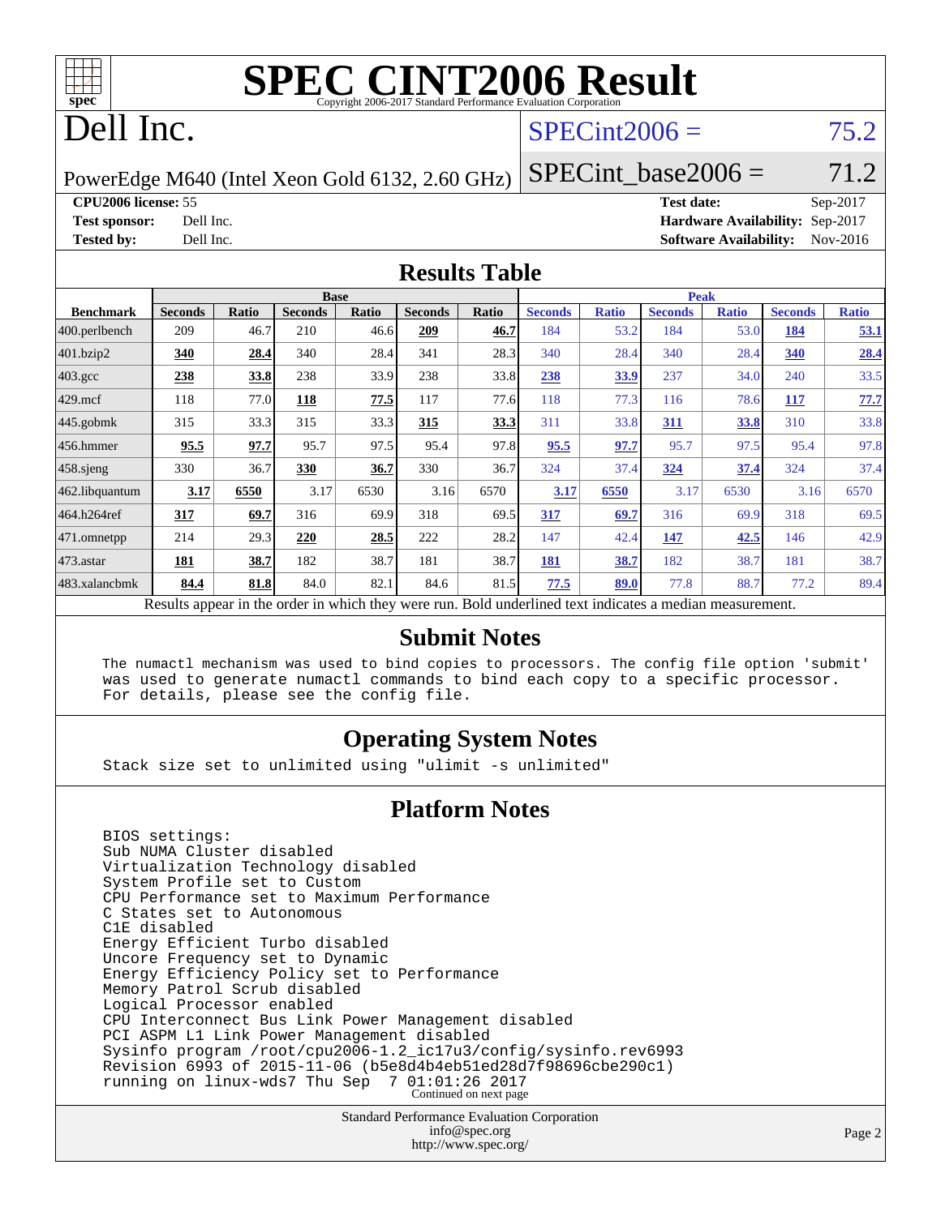# SPEC CINT2006 Result

Copyright 2006-2017 Standard Performance Evaluation Corporation

# Dell Inc.

PowerEdge M640 (Intel Xeon Gold 6132, 2.60 GHz)

SPECint2006 = 75.2

SPECint_base2006 = 71.2

**CPU2006 license:** 55
**Test sponsor:** Dell Inc.
**Tested by:** Dell Inc.

**Test date:** Sep-2017
**Hardware Availability:** Sep-2017
**Software Availability:** Nov-2016

## Results Table

| Benchmark | Base | | | | | | Peak | | | | | |
|---|---|---|---|---|---|---|---|---|---|---|---|---|
| | Seconds | Ratio | Seconds | Ratio | Seconds | Ratio | Seconds | Ratio | Seconds | Ratio | Seconds | Ratio |
| 400.perlbench | 209 | 46.7 | 210 | 46.6 | **209** | **46.7** | 184 | 53.2 | 184 | 53.0 | **184** | **53.1** |
| 401.bzip2 | **340** | **28.4** | 340 | 28.4 | 341 | 28.3 | 340 | 28.4 | 340 | 28.4 | **340** | **28.4** |
| 403.gcc | **238** | **33.8** | 238 | 33.9 | 238 | 33.8 | **238** | **33.9** | 237 | 34.0 | 240 | 33.5 |
| 429.mcf | 118 | 77.0 | **118** | **77.5** | 117 | 77.6 | 118 | 77.3 | 116 | 78.6 | **117** | **77.7** |
| 445.gobmk | 315 | 33.3 | 315 | 33.3 | **315** | **33.3** | 311 | 33.8 | **311** | **33.8** | 310 | 33.8 |
| 456.hmmer | **95.5** | **97.7** | 95.7 | 97.5 | 95.4 | 97.8 | **95.5** | **97.7** | 95.7 | 97.5 | 95.4 | 97.8 |
| 458.sjeng | 330 | 36.7 | **330** | **36.7** | 330 | 36.7 | 324 | 37.4 | **324** | **37.4** | 324 | 37.4 |
| 462.libquantum | **3.17** | **6550** | 3.17 | 6530 | 3.16 | 6570 | **3.17** | **6550** | 3.17 | 6530 | 3.16 | 6570 |
| 464.h264ref | **317** | **69.7** | 316 | 69.9 | 318 | 69.5 | **317** | **69.7** | 316 | 69.9 | 318 | 69.5 |
| 471.omnetpp | 214 | 29.3 | **220** | **28.5** | 222 | 28.2 | 147 | 42.4 | **147** | **42.5** | 146 | 42.9 |
| 473.astar | **181** | **38.7** | 182 | 38.7 | 181 | 38.7 | **181** | **38.7** | 182 | 38.7 | 181 | 38.7 |
| 483.xalancbmk | **84.4** | **81.8** | 84.0 | 82.1 | 84.6 | 81.5 | **77.5** | **89.0** | 77.8 | 88.7 | 77.2 | 89.4 |

Results appear in the order in which they were run. Bold underlined text indicates a median measurement.

## Submit Notes

```
The numactl mechanism was used to bind copies to processors. The config file option 'submit'
was used to generate numactl commands to bind each copy to a specific processor.
For details, please see the config file.
```

## Operating System Notes

```
Stack size set to unlimited using "ulimit -s unlimited"
```

## Platform Notes

```
BIOS settings:
Sub NUMA Cluster disabled
Virtualization Technology disabled
System Profile set to Custom
CPU Performance set to Maximum Performance
C States set to Autonomous
C1E disabled
Energy Efficient Turbo disabled
Uncore Frequency set to Dynamic
Energy Efficiency Policy set to Performance
Memory Patrol Scrub disabled
Logical Processor enabled
CPU Interconnect Bus Link Power Management disabled
PCI ASPM L1 Link Power Management disabled
Sysinfo program /root/cpu2006-1.2_ic17u3/config/sysinfo.rev6993
Revision 6993 of 2015-11-06 (b5e8d4b4eb51ed28d7f98696cbe290c1)
running on linux-wds7 Thu Sep  7 01:01:26 2017
```

Continued on next page

Standard Performance Evaluation Corporation
info@spec.org
http://www.spec.org/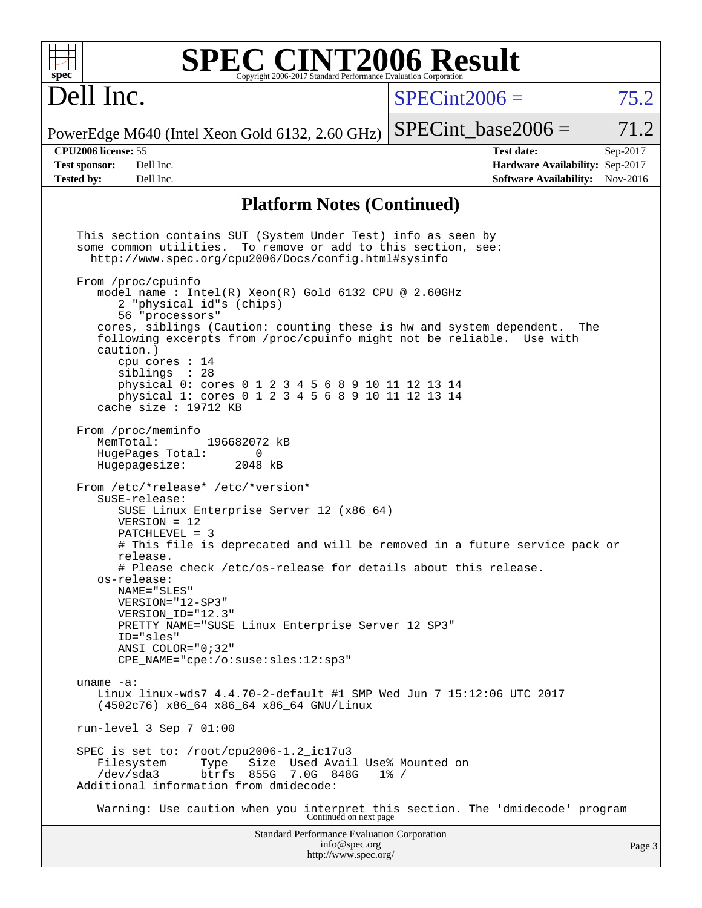# SPEC CINT2006 Result

Copyright 2006-2017 Standard Performance Evaluation Corporation

## Dell Inc.

PowerEdge M640 (Intel Xeon Gold 6132, 2.60 GHz)

SPECint2006 = 75.2

SPECint_base2006 = 71.2

| | | | |
|---|---|---|---|
| **CPU2006 license:** 55 | | **Test date:** | Sep-2017 |
| **Test sponsor:** | Dell Inc. | **Hardware Availability:** | Sep-2017 |
| **Tested by:** | Dell Inc. | **Software Availability:** | Nov-2016 |

### Platform Notes (Continued)

```
This section contains SUT (System Under Test) info as seen by
some common utilities.  To remove or add to this section, see:
  http://www.spec.org/cpu2006/Docs/config.html#sysinfo

From /proc/cpuinfo
   model name : Intel(R) Xeon(R) Gold 6132 CPU @ 2.60GHz
      2 "physical id"s (chips)
      56 "processors"
   cores, siblings (Caution: counting these is hw and system dependent.  The
   following excerpts from /proc/cpuinfo might not be reliable.  Use with
   caution.)
      cpu cores : 14
      siblings  : 28
      physical 0: cores 0 1 2 3 4 5 6 8 9 10 11 12 13 14
      physical 1: cores 0 1 2 3 4 5 6 8 9 10 11 12 13 14
   cache size : 19712 KB

From /proc/meminfo
   MemTotal:       196682072 kB
   HugePages_Total:       0
   Hugepagesize:       2048 kB

From /etc/*release* /etc/*version*
   SuSE-release:
      SUSE Linux Enterprise Server 12 (x86_64)
      VERSION = 12
      PATCHLEVEL = 3
      # This file is deprecated and will be removed in a future service pack or
      release.
      # Please check /etc/os-release for details about this release.
   os-release:
      NAME="SLES"
      VERSION="12-SP3"
      VERSION_ID="12.3"
      PRETTY_NAME="SUSE Linux Enterprise Server 12 SP3"
      ID="sles"
      ANSI_COLOR="0;32"
      CPE_NAME="cpe:/o:suse:sles:12:sp3"

uname -a:
   Linux linux-wds7 4.4.70-2-default #1 SMP Wed Jun 7 15:12:06 UTC 2017
   (4502c76) x86_64 x86_64 x86_64 GNU/Linux

run-level 3 Sep 7 01:00

SPEC is set to: /root/cpu2006-1.2_ic17u3
   Filesystem     Type   Size  Used Avail Use% Mounted on
   /dev/sda3      btrfs  855G  7.0G  848G   1% /
Additional information from dmidecode:

   Warning: Use caution when you interpret this section. The 'dmidecode' program
```

Continued on next page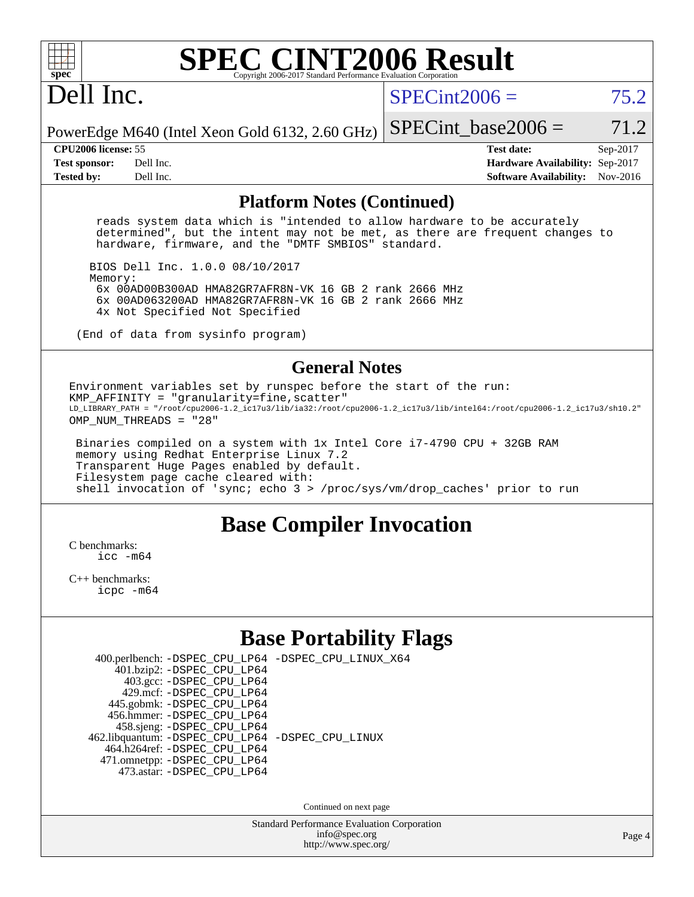# SPEC CINT2006 Result

Copyright 2006-2017 Standard Performance Evaluation Corporation

## Dell Inc.

PowerEdge M640 (Intel Xeon Gold 6132, 2.60 GHz)

SPECint2006 = 75.2

SPECint_base2006 = 71.2

| | | | |
|---|---|---|---|
| **CPU2006 license:** | 55 | **Test date:** | Sep-2017 |
| **Test sponsor:** | Dell Inc. | **Hardware Availability:** | Sep-2017 |
| **Tested by:** | Dell Inc. | **Software Availability:** | Nov-2016 |

## Platform Notes (Continued)

```
    reads system data which is "intended to allow hardware to be accurately
    determined", but the intent may not be met, as there are frequent changes to
    hardware, firmware, and the "DMTF SMBIOS" standard.

   BIOS Dell Inc. 1.0.0 08/10/2017
   Memory:
    6x 00AD00B300AD HMA82GR7AFR8N-VK 16 GB 2 rank 2666 MHz
    6x 00AD063200AD HMA82GR7AFR8N-VK 16 GB 2 rank 2666 MHz
    4x Not Specified Not Specified

 (End of data from sysinfo program)
```

## General Notes

```
Environment variables set by runspec before the start of the run:
KMP_AFFINITY = "granularity=fine,scatter"
LD_LIBRARY_PATH = "/root/cpu2006-1.2_ic17u3/lib/ia32:/root/cpu2006-1.2_ic17u3/lib/intel64:/root/cpu2006-1.2_ic17u3/sh10.2"
OMP_NUM_THREADS = "28"

 Binaries compiled on a system with 1x Intel Core i7-4790 CPU + 32GB RAM
 memory using Redhat Enterprise Linux 7.2
 Transparent Huge Pages enabled by default.
 Filesystem page cache cleared with:
 shell invocation of 'sync; echo 3 > /proc/sys/vm/drop_caches' prior to run
```

## Base Compiler Invocation

C benchmarks:
```
icc -m64
```

C++ benchmarks:
```
icpc -m64
```

## Base Portability Flags

```
   400.perlbench: -DSPEC_CPU_LP64 -DSPEC_CPU_LINUX_X64
       401.bzip2: -DSPEC_CPU_LP64
         403.gcc: -DSPEC_CPU_LP64
         429.mcf: -DSPEC_CPU_LP64
       445.gobmk: -DSPEC_CPU_LP64
      456.hmmer: -DSPEC_CPU_LP64
       458.sjeng: -DSPEC_CPU_LP64
462.libquantum: -DSPEC_CPU_LP64 -DSPEC_CPU_LINUX
    464.h264ref: -DSPEC_CPU_LP64
    471.omnetpp: -DSPEC_CPU_LP64
      473.astar: -DSPEC_CPU_LP64
```

Continued on next page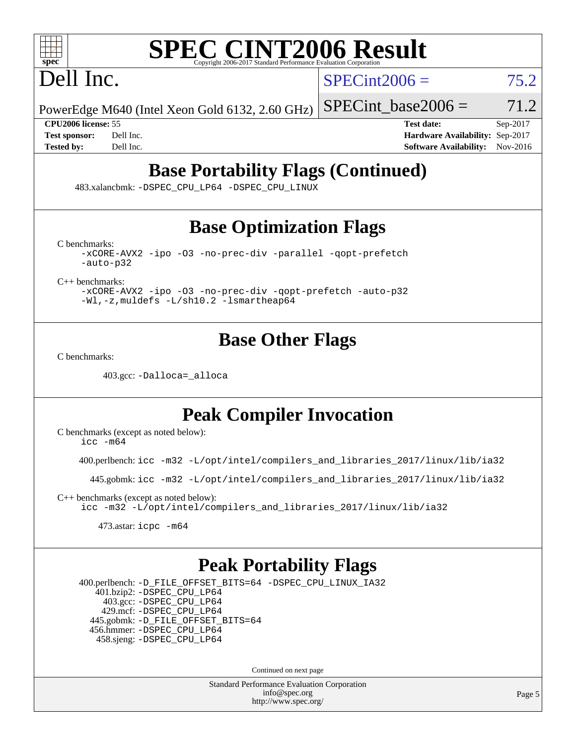# SPEC CINT2006 Result

Copyright 2006-2017 Standard Performance Evaluation Corporation

## Dell Inc.

PowerEdge M640 (Intel Xeon Gold 6132, 2.60 GHz)

SPECint2006 = 75.2

SPECint_base2006 = 71.2

| | | | |
|---|---|---|---|
| **CPU2006 license:** | 55 | **Test date:** | Sep-2017 |
| **Test sponsor:** | Dell Inc. | **Hardware Availability:** | Sep-2017 |
| **Tested by:** | Dell Inc. | **Software Availability:** | Nov-2016 |

## Base Portability Flags (Continued)

483.xalancbmk: `-DSPEC_CPU_LP64 -DSPEC_CPU_LINUX`

## Base Optimization Flags

C benchmarks:

```
-xCORE-AVX2 -ipo -O3 -no-prec-div -parallel -qopt-prefetch
-auto-p32
```

C++ benchmarks:

```
-xCORE-AVX2 -ipo -O3 -no-prec-div -qopt-prefetch -auto-p32
-Wl,-z,muldefs -L/sh10.2 -lsmartheap64
```

## Base Other Flags

C benchmarks:

403.gcc: `-Dalloca=_alloca`

## Peak Compiler Invocation

C benchmarks (except as noted below):

```
icc -m64
```

400.perlbench: `icc -m32 -L/opt/intel/compilers_and_libraries_2017/linux/lib/ia32`

445.gobmk: `icc -m32 -L/opt/intel/compilers_and_libraries_2017/linux/lib/ia32`

C++ benchmarks (except as noted below):

```
icc -m32 -L/opt/intel/compilers_and_libraries_2017/linux/lib/ia32
```

473.astar: `icpc -m64`

## Peak Portability Flags

400.perlbench: `-D_FILE_OFFSET_BITS=64 -DSPEC_CPU_LINUX_IA32`
401.bzip2: `-DSPEC_CPU_LP64`
403.gcc: `-DSPEC_CPU_LP64`
429.mcf: `-DSPEC_CPU_LP64`
445.gobmk: `-D_FILE_OFFSET_BITS=64`
456.hmmer: `-DSPEC_CPU_LP64`
458.sjeng: `-DSPEC_CPU_LP64`

Continued on next page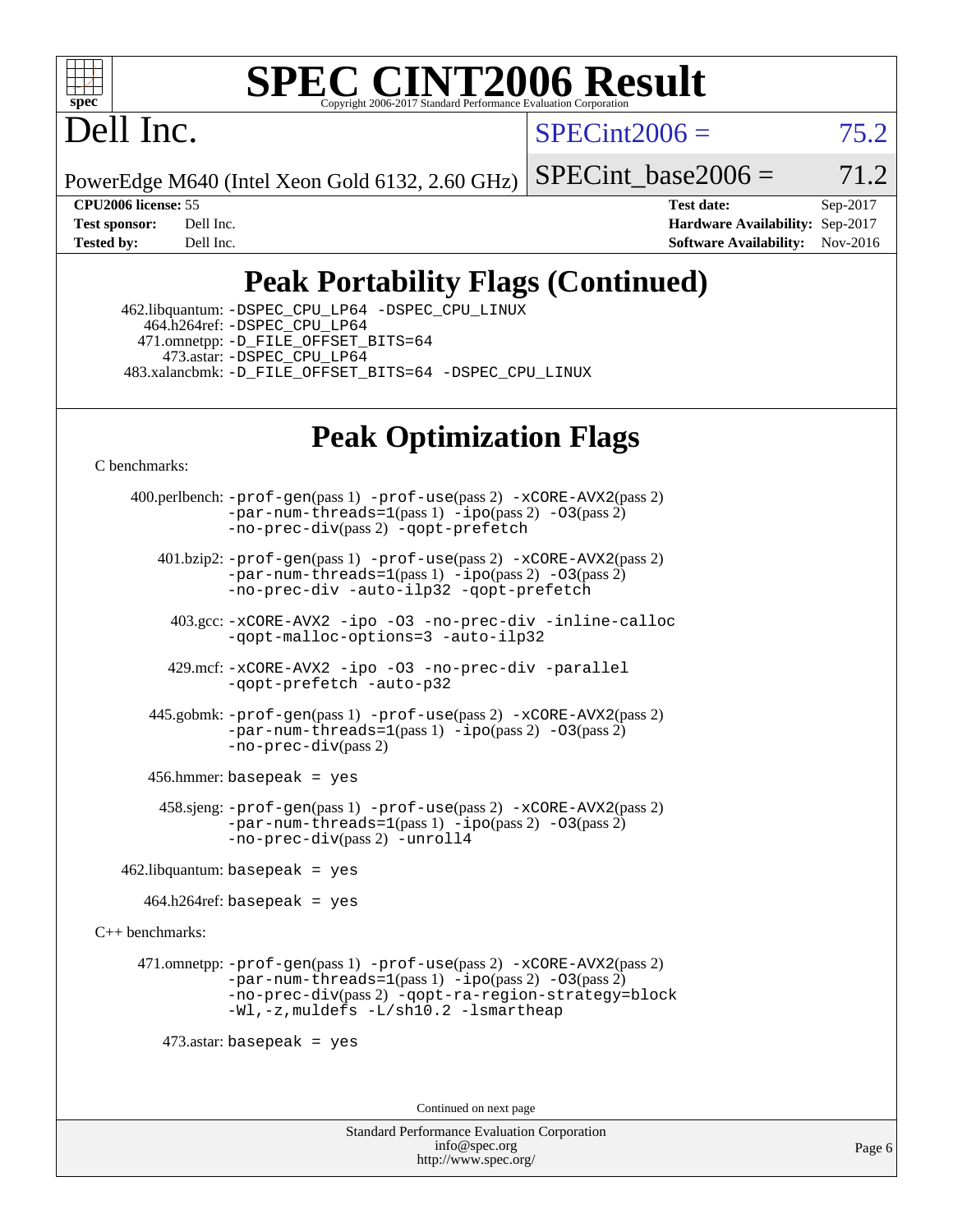# SPEC CINT2006 Result

Copyright 2006-2017 Standard Performance Evaluation Corporation

# Dell Inc.

PowerEdge M640 (Intel Xeon Gold 6132, 2.60 GHz)

SPECint2006 = 75.2

SPECint_base2006 = 71.2

| | | | |
|---|---|---|---|
| **CPU2006 license:** 55 | | **Test date:** | Sep-2017 |
| **Test sponsor:** | Dell Inc. | **Hardware Availability:** | Sep-2017 |
| **Tested by:** | Dell Inc. | **Software Availability:** | Nov-2016 |

## Peak Portability Flags (Continued)

462.libquantum: -DSPEC_CPU_LP64 -DSPEC_CPU_LINUX
464.h264ref: -DSPEC_CPU_LP64
471.omnetpp: -D_FILE_OFFSET_BITS=64
473.astar: -DSPEC_CPU_LP64
483.xalancbmk: -D_FILE_OFFSET_BITS=64 -DSPEC_CPU_LINUX

## Peak Optimization Flags

C benchmarks:

400.perlbench: -prof-gen(pass 1) -prof-use(pass 2) -xCORE-AVX2(pass 2) -par-num-threads=1(pass 1) -ipo(pass 2) -O3(pass 2) -no-prec-div(pass 2) -qopt-prefetch

401.bzip2: -prof-gen(pass 1) -prof-use(pass 2) -xCORE-AVX2(pass 2) -par-num-threads=1(pass 1) -ipo(pass 2) -O3(pass 2) -no-prec-div -auto-ilp32 -qopt-prefetch

403.gcc: -xCORE-AVX2 -ipo -O3 -no-prec-div -inline-calloc -qopt-malloc-options=3 -auto-ilp32

429.mcf: -xCORE-AVX2 -ipo -O3 -no-prec-div -parallel -qopt-prefetch -auto-p32

445.gobmk: -prof-gen(pass 1) -prof-use(pass 2) -xCORE-AVX2(pass 2) -par-num-threads=1(pass 1) -ipo(pass 2) -O3(pass 2) -no-prec-div(pass 2)

456.hmmer: basepeak = yes

458.sjeng: -prof-gen(pass 1) -prof-use(pass 2) -xCORE-AVX2(pass 2) -par-num-threads=1(pass 1) -ipo(pass 2) -O3(pass 2) -no-prec-div(pass 2) -unroll4

462.libquantum: basepeak = yes

464.h264ref: basepeak = yes

C++ benchmarks:

471.omnetpp: -prof-gen(pass 1) -prof-use(pass 2) -xCORE-AVX2(pass 2) -par-num-threads=1(pass 1) -ipo(pass 2) -O3(pass 2) -no-prec-div(pass 2) -qopt-ra-region-strategy=block -Wl,-z,muldefs -L/sh10.2 -lsmartheap

473.astar: basepeak = yes

Continued on next page

Standard Performance Evaluation Corporation
info@spec.org
http://www.spec.org/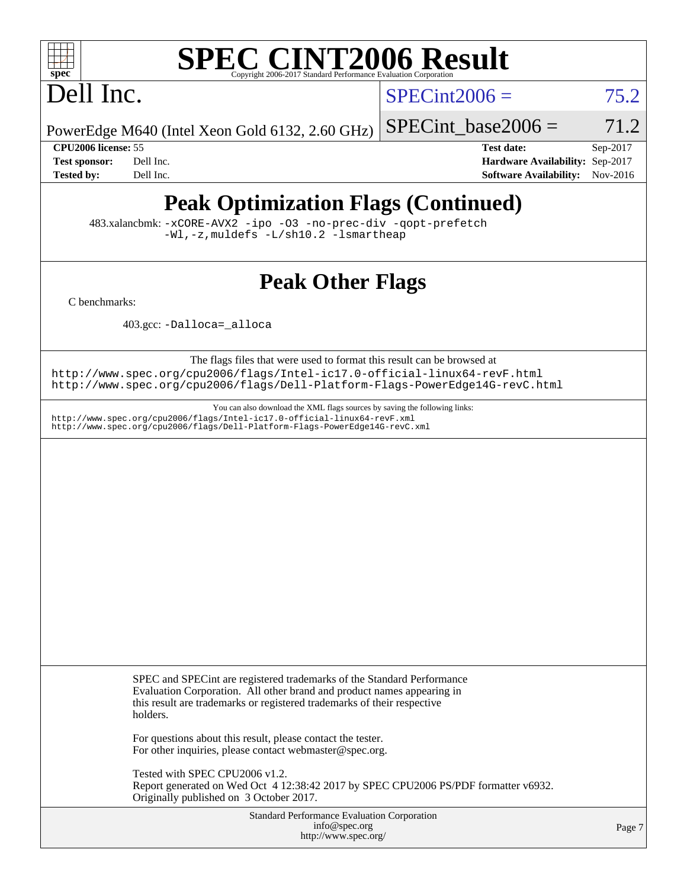## Peak Optimization Flags (Continued)

483.xalancbmk: -xCORE-AVX2 -ipo -O3 -no-prec-div -qopt-prefetch -Wl,-z,muldefs -L/sh10.2 -lsmartheap

## Peak Other Flags

C benchmarks:

403.gcc: -Dalloca=_alloca

The flags files that were used to format this result can be browsed at
http://www.spec.org/cpu2006/flags/Intel-ic17.0-official-linux64-revF.html
http://www.spec.org/cpu2006/flags/Dell-Platform-Flags-PowerEdge14G-revC.html

You can also download the XML flags sources by saving the following links:
http://www.spec.org/cpu2006/flags/Intel-ic17.0-official-linux64-revF.xml
http://www.spec.org/cpu2006/flags/Dell-Platform-Flags-PowerEdge14G-revC.xml

SPEC and SPECint are registered trademarks of the Standard Performance Evaluation Corporation. All other brand and product names appearing in this result are trademarks or registered trademarks of their respective holders.

For questions about this result, please contact the tester.
For other inquiries, please contact webmaster@spec.org.

Tested with SPEC CPU2006 v1.2.
Report generated on Wed Oct 4 12:38:42 2017 by SPEC CPU2006 PS/PDF formatter v6932.
Originally published on 3 October 2017.